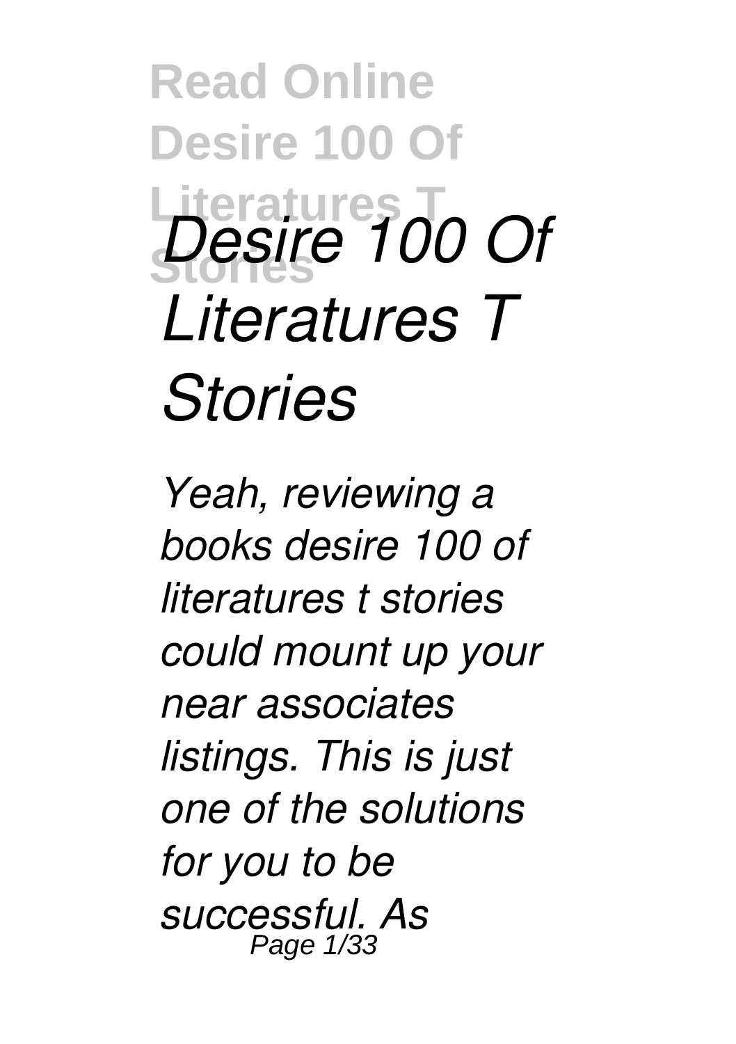*Desire 100 Of Literatures T Stories*

*Yeah, reviewing a books desire 100 of literatures t stories could mount up your near associates listings. This is just one of the solutions for you to be successful. As*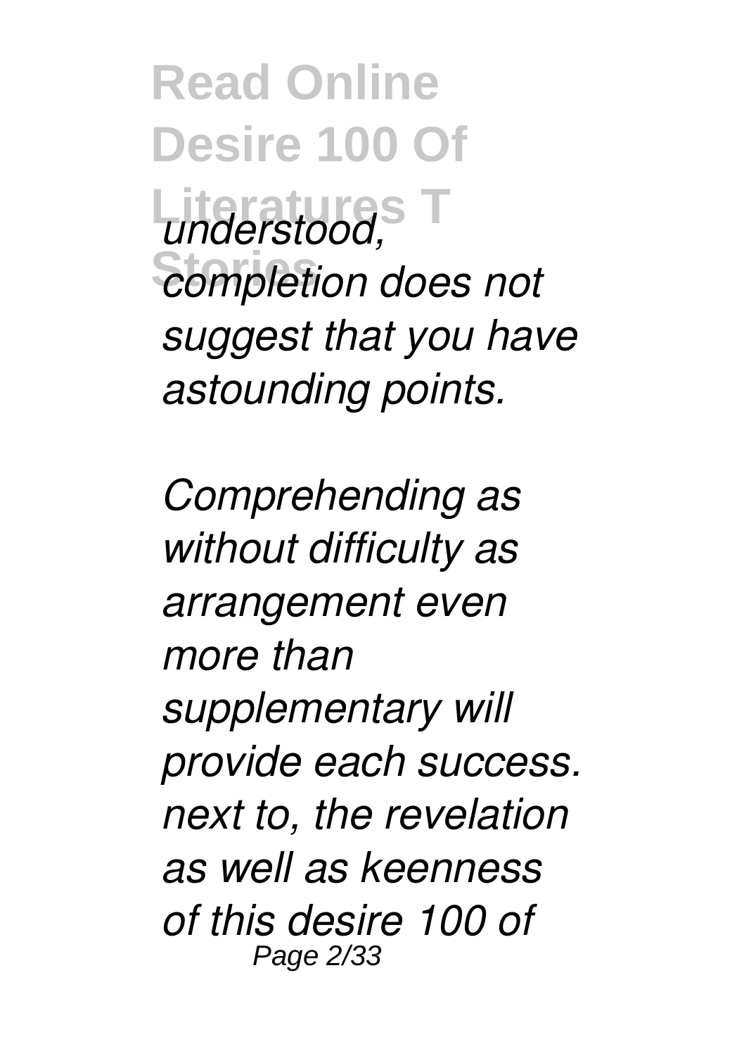*understood, completion does not suggest that you have astounding points.*

*Comprehending as without difficulty as arrangement even more than supplementary will provide each success. next to, the revelation as well as keenness of this desire 100 of*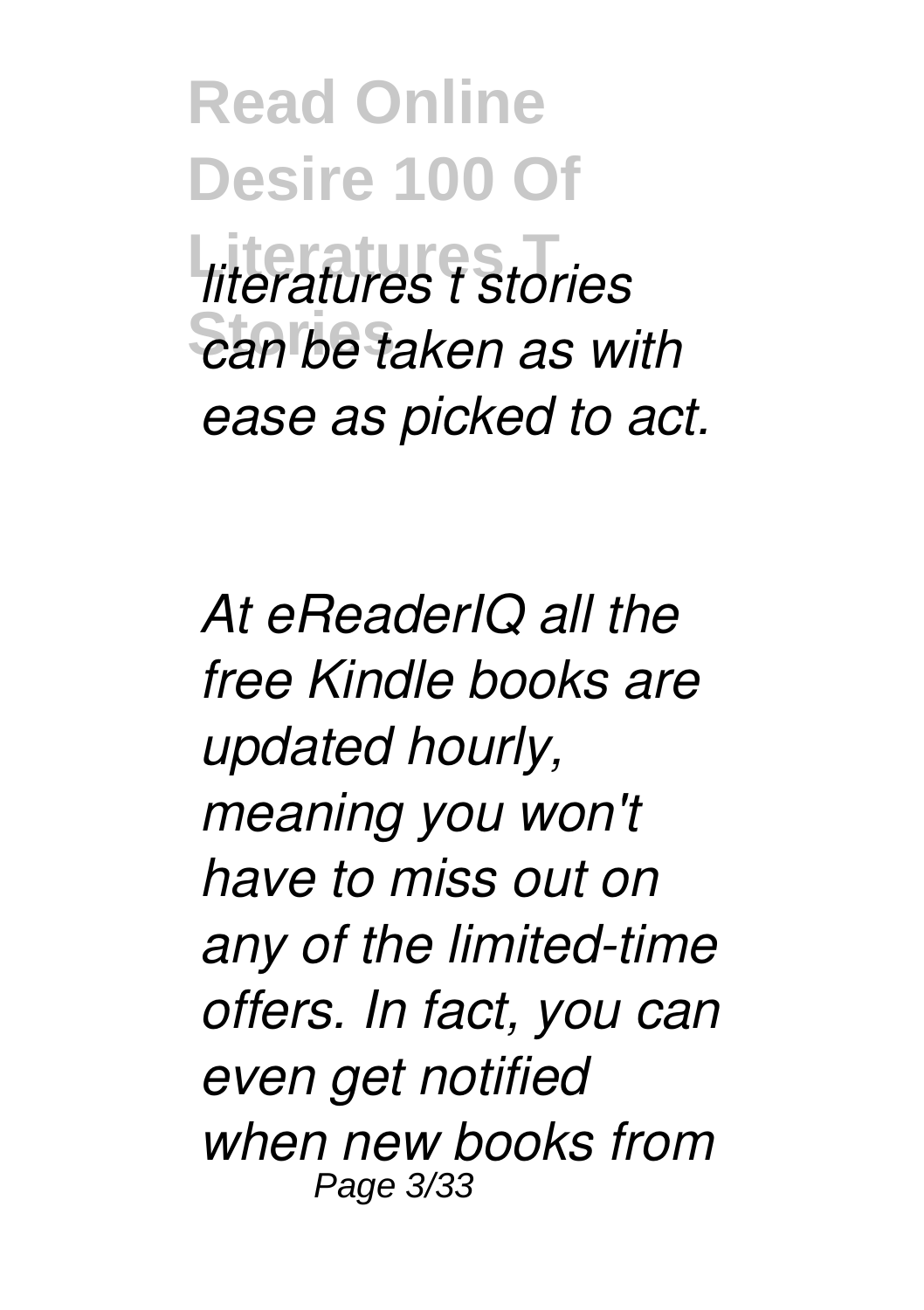*literatures t stories can be taken as with ease as picked to act.*

*At eReaderIQ all the free Kindle books are updated hourly, meaning you won't have to miss out on any of the limited-time offers. In fact, you can even get notified when new books from*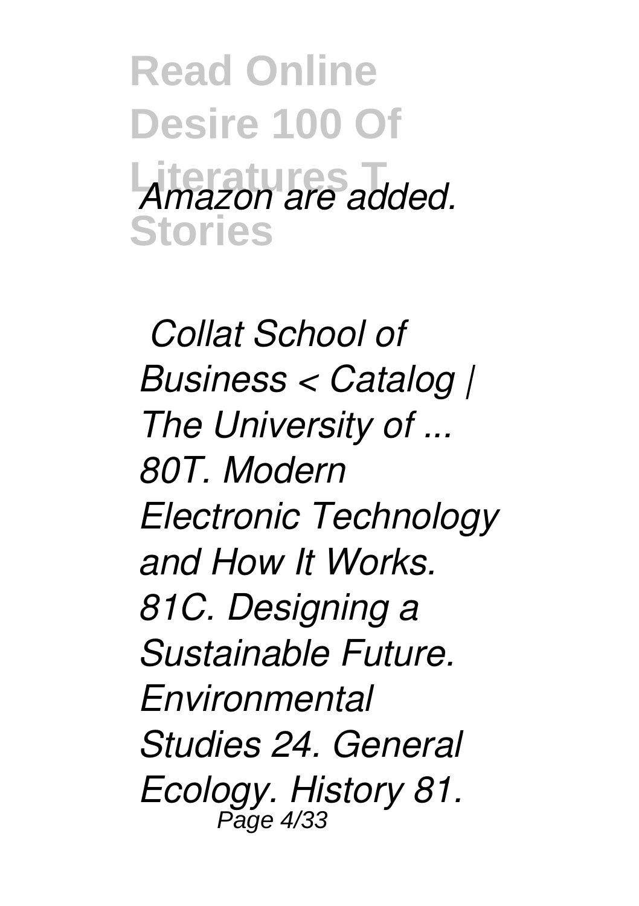*Amazon are added.*

*Collat School of Business < Catalog | The University of ...*
*80T. Modern Electronic Technology and How It Works. 81C. Designing a Sustainable Future. Environmental Studies 24. General Ecology. History 81.*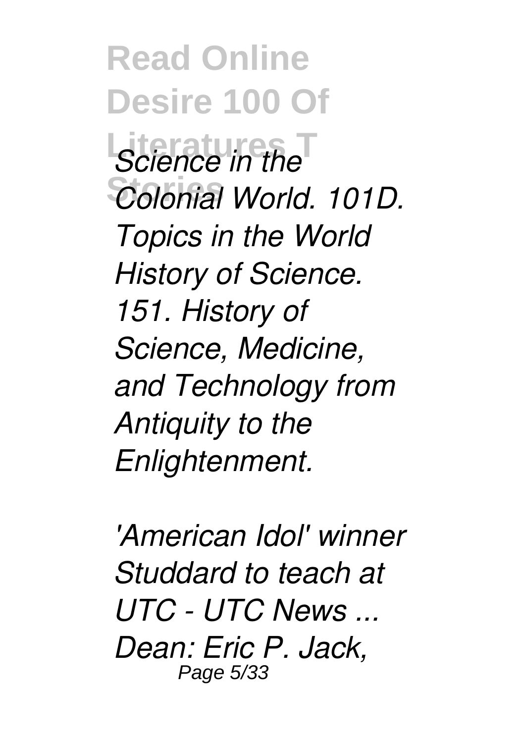*Science in the Colonial World. 101D. Topics in the World History of Science. 151. History of Science, Medicine, and Technology from Antiquity to the Enlightenment.*

*'American Idol' winner Studdard to teach at UTC - UTC News ...*
*Dean: Eric P. Jack,*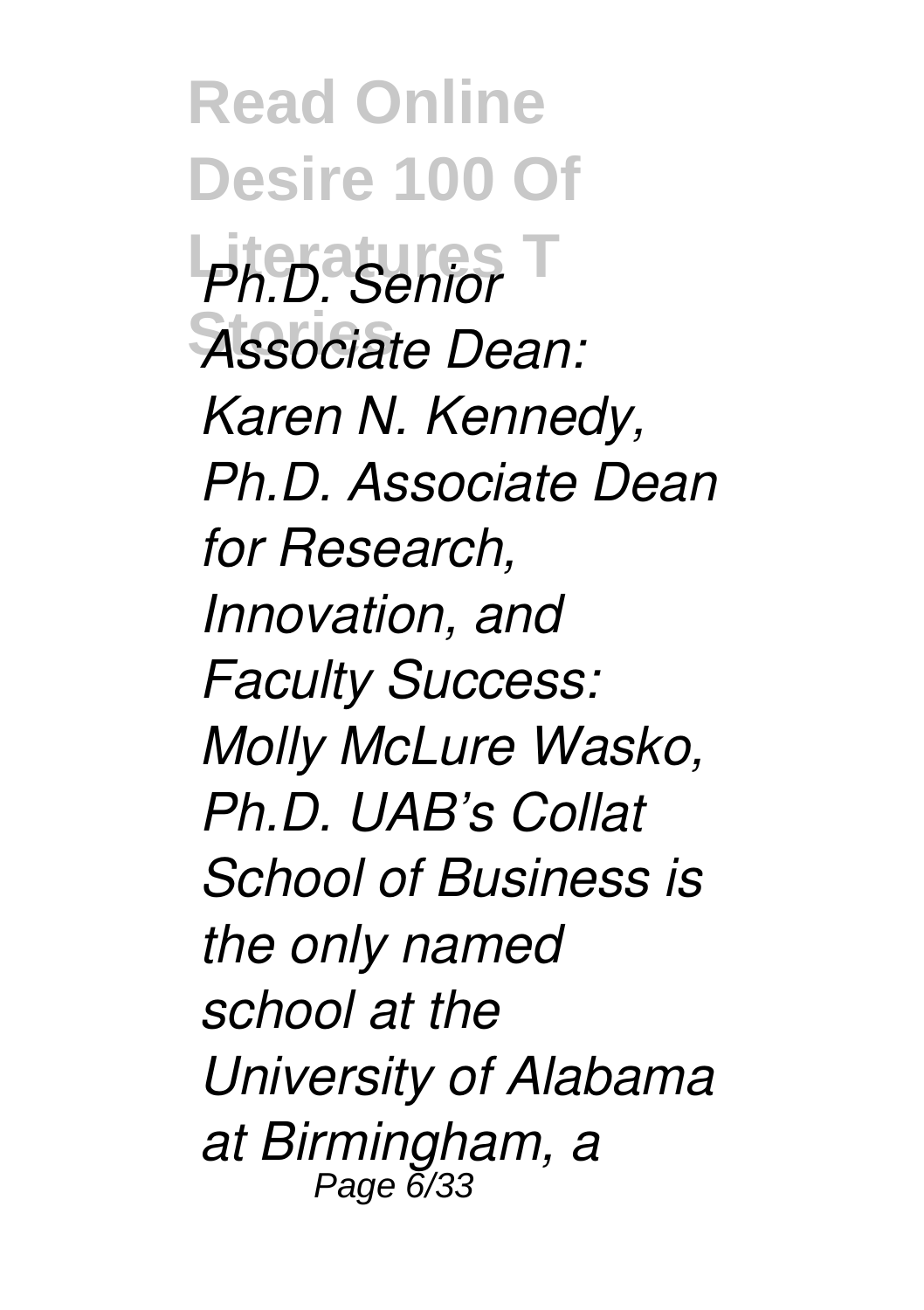*Ph.D. Senior Associate Dean: Karen N. Kennedy, Ph.D. Associate Dean for Research, Innovation, and Faculty Success: Molly McLure Wasko, Ph.D. UAB's Collat School of Business is the only named school at the University of Alabama at Birmingham, a*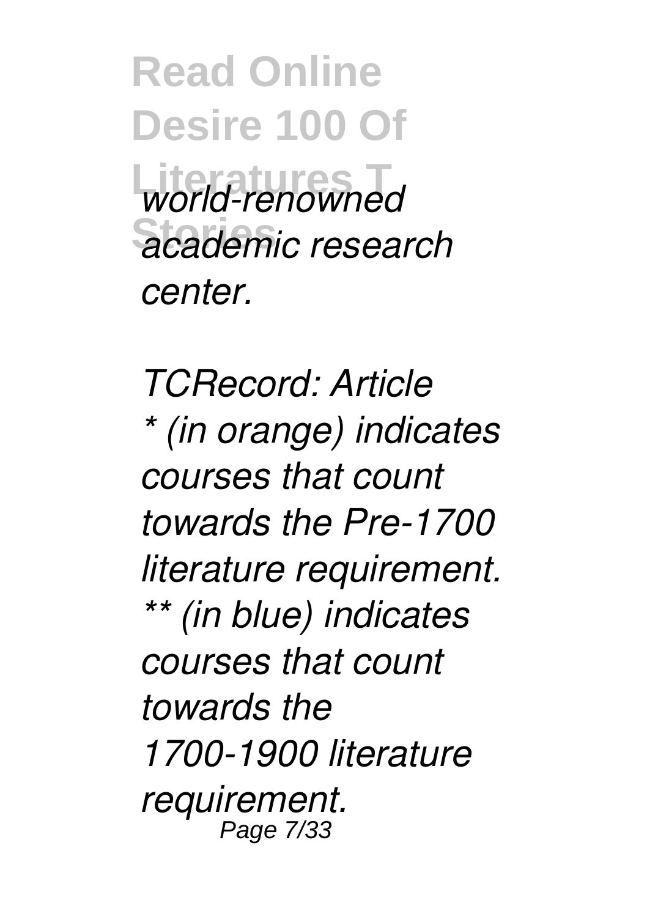*world-renowned academic research center.*

*TCRecord: Article*

** (in orange) indicates courses that count towards the Pre-1700 literature requirement. ** (in blue) indicates courses that count towards the 1700-1900 literature requirement.*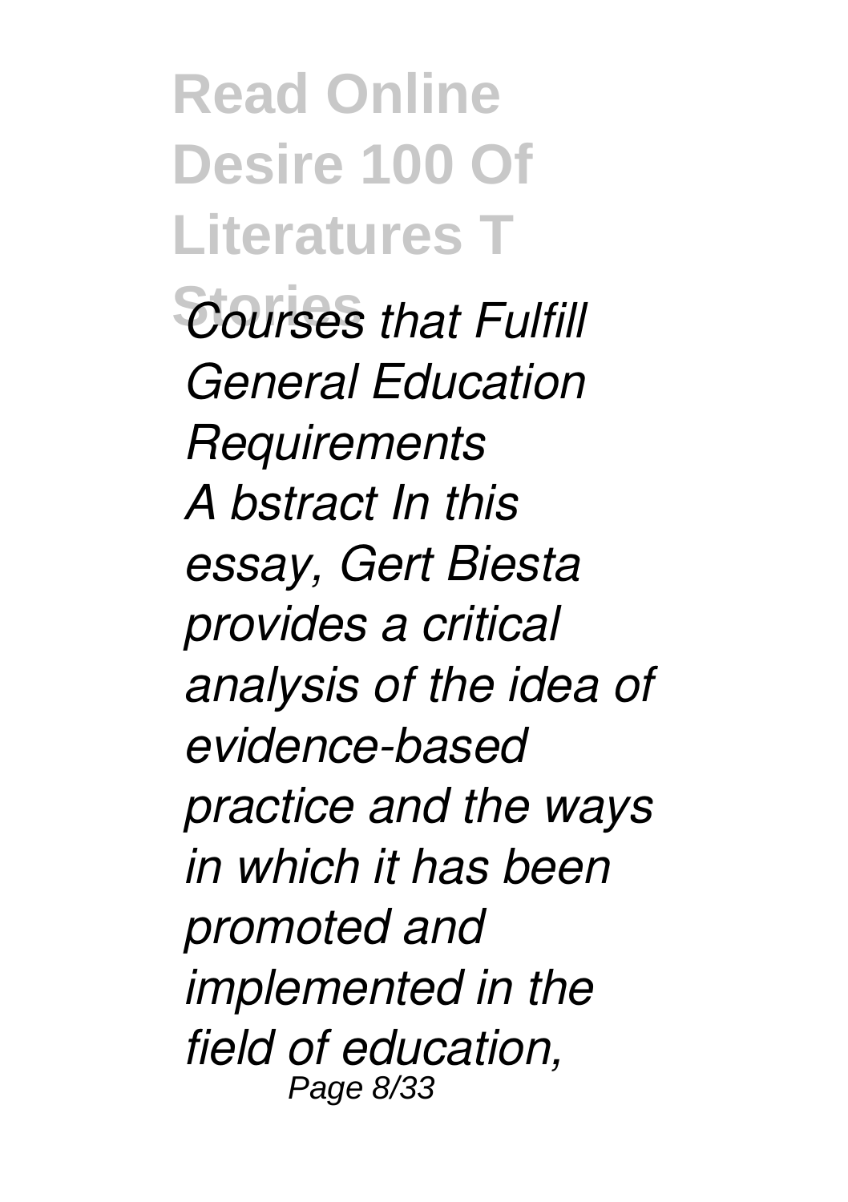*Courses that Fulfill General Education Requirements*
*A bstract In this essay, Gert Biesta provides a critical analysis of the idea of evidence-based practice and the ways in which it has been promoted and implemented in the field of education,*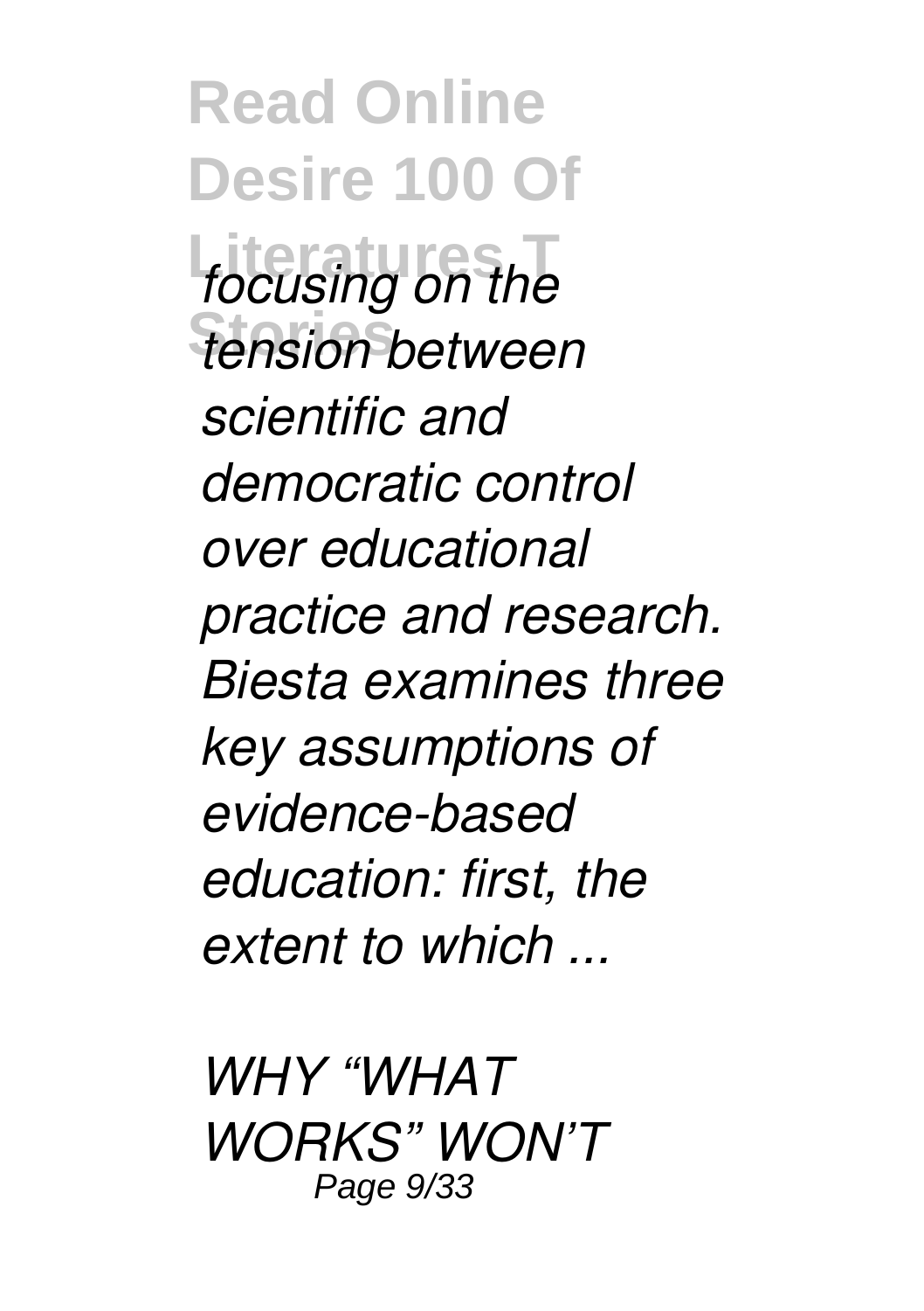*focusing on the tension between scientific and democratic control over educational practice and research. Biesta examines three key assumptions of evidence-based education: first, the extent to which ...*

*WHY "WHAT WORKS" WON'T*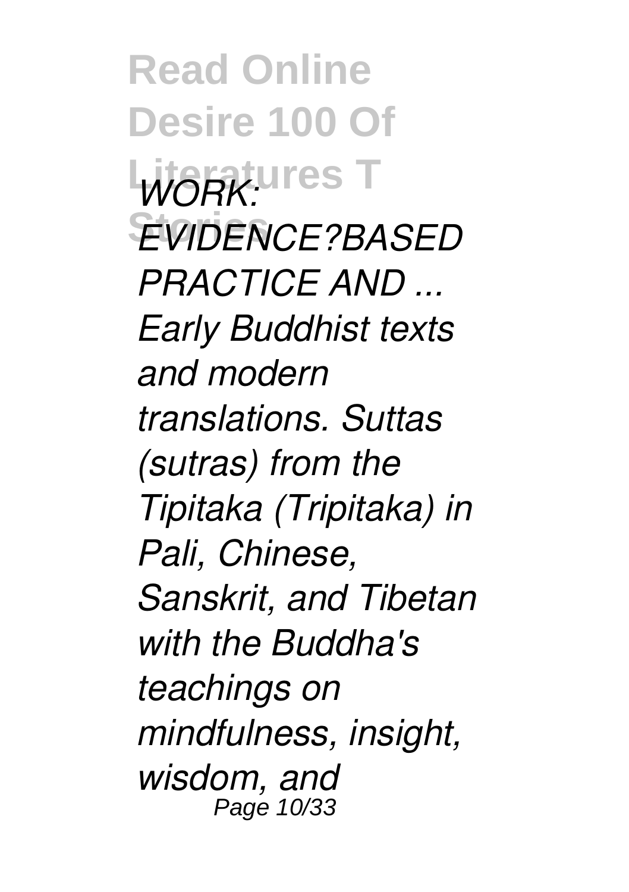*WORK: EVIDENCE?BASED PRACTICE AND ...*

*Early Buddhist texts and modern translations. Suttas (sutras) from the Tipitaka (Tripitaka) in Pali, Chinese, Sanskrit, and Tibetan with the Buddha's teachings on mindfulness, insight, wisdom, and*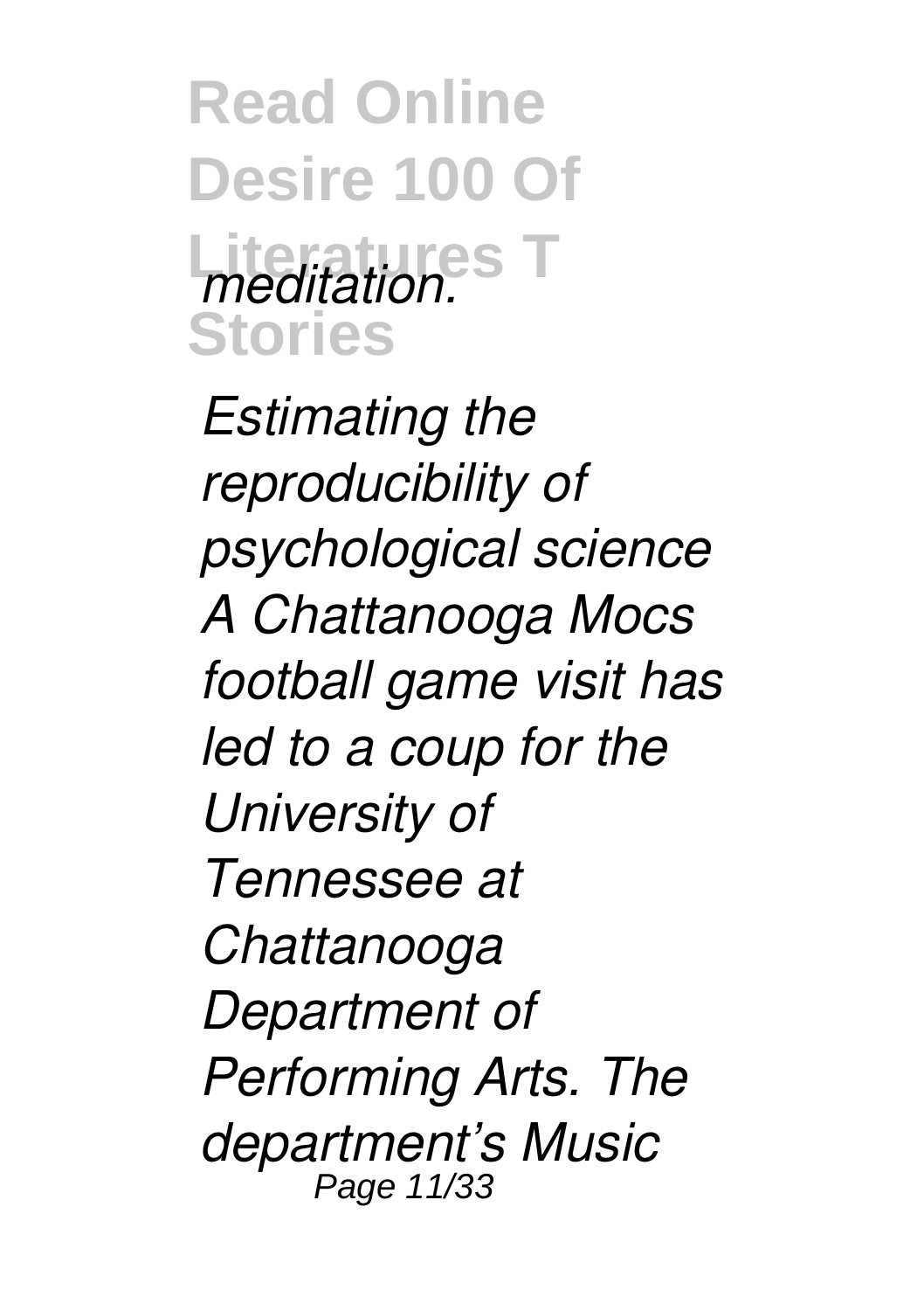*meditation.*

*Estimating the reproducibility of psychological science A Chattanooga Mocs football game visit has led to a coup for the University of Tennessee at Chattanooga Department of Performing Arts. The department's Music*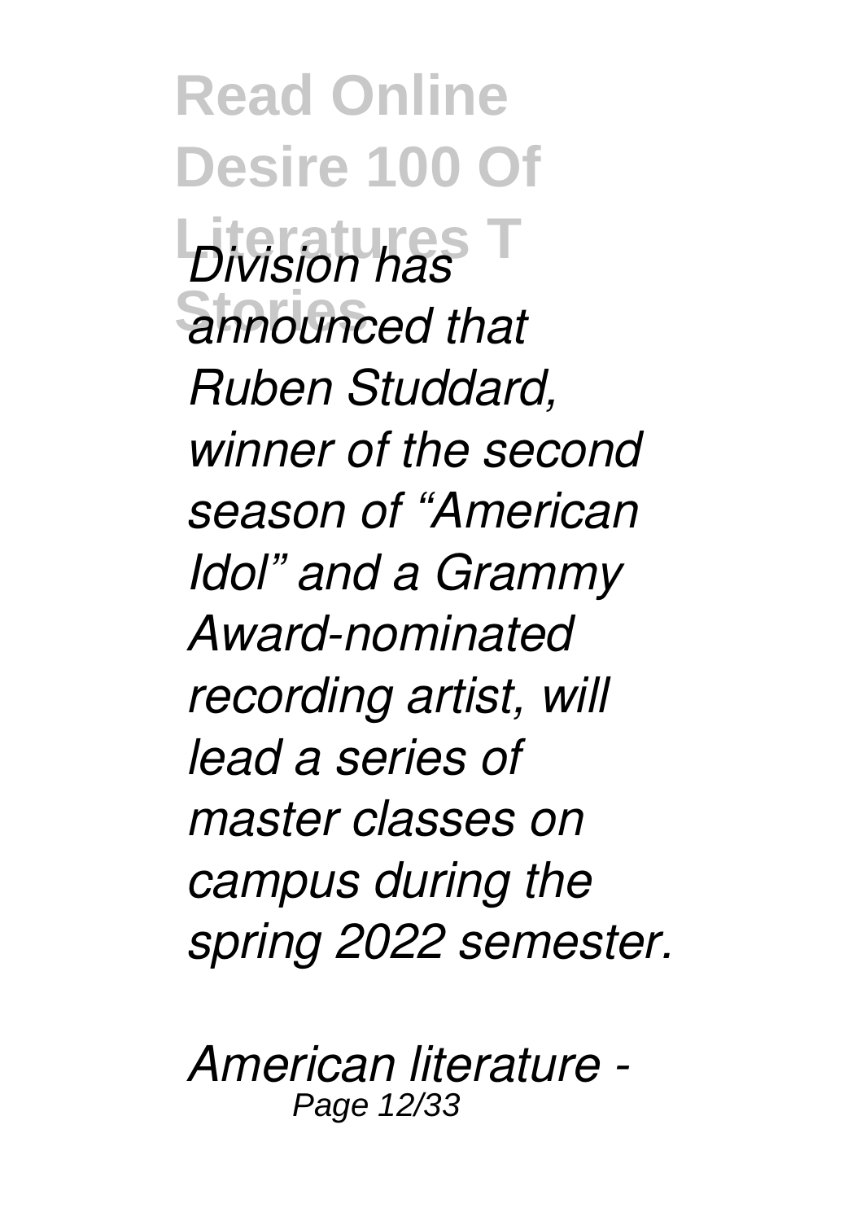*Division has announced that Ruben Studdard, winner of the second season of "American Idol" and a Grammy Award-nominated recording artist, will lead a series of master classes on campus during the spring 2022 semester.*

*American literature -*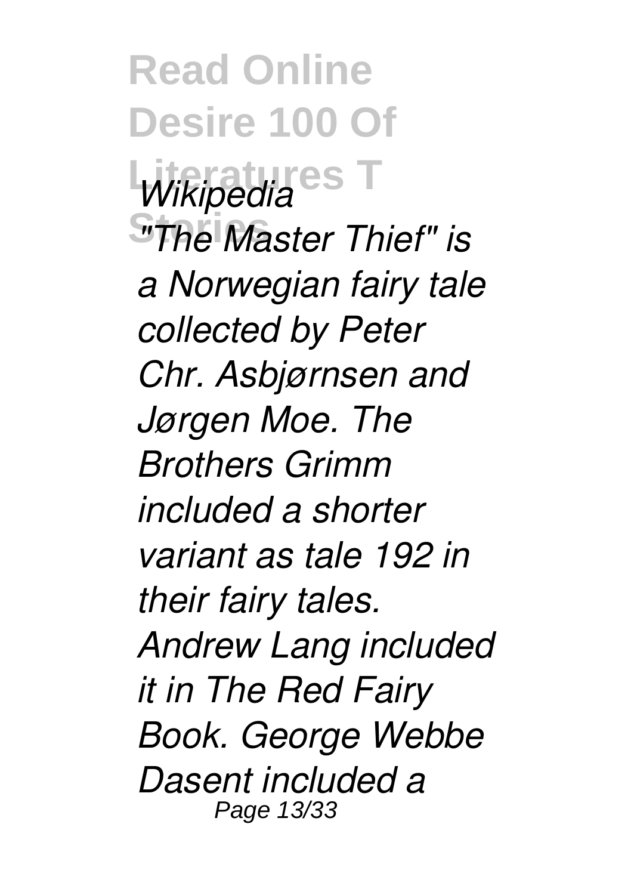*Wikipedia*

*"The Master Thief" is a Norwegian fairy tale collected by Peter Chr. Asbjørnsen and Jørgen Moe. The Brothers Grimm included a shorter variant as tale 192 in their fairy tales. Andrew Lang included it in The Red Fairy Book. George Webbe Dasent included a*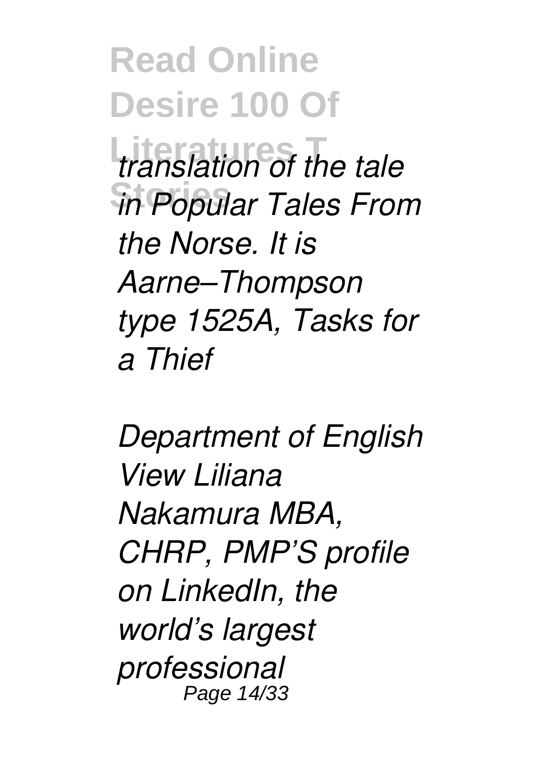*translation of the tale in Popular Tales From the Norse. It is Aarne–Thompson type 1525A, Tasks for a Thief*

*Department of English View Liliana Nakamura MBA, CHRP, PMP'S profile on LinkedIn, the world's largest professional*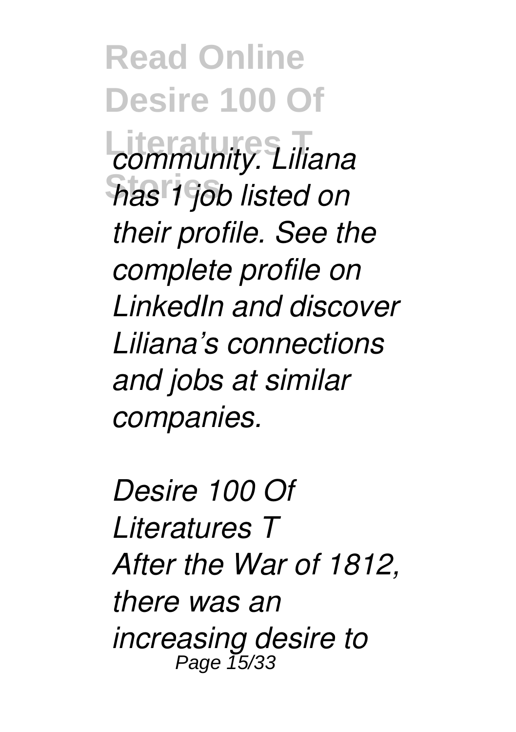*community. Liliana has 1 job listed on their profile. See the complete profile on LinkedIn and discover Liliana's connections and jobs at similar companies.*

*Desire 100 Of Literatures T*

*After the War of 1812, there was an increasing desire to*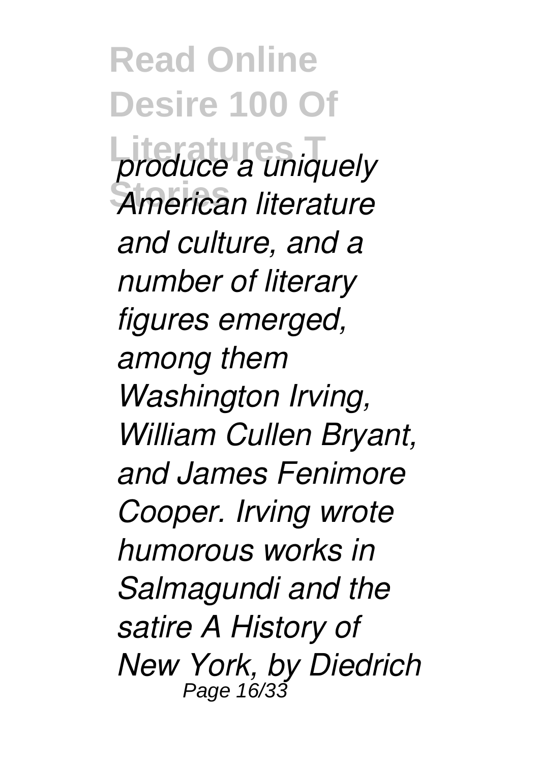*produce a uniquely American literature and culture, and a number of literary figures emerged, among them Washington Irving, William Cullen Bryant, and James Fenimore Cooper. Irving wrote humorous works in Salmagundi and the satire A History of New York, by Diedrich*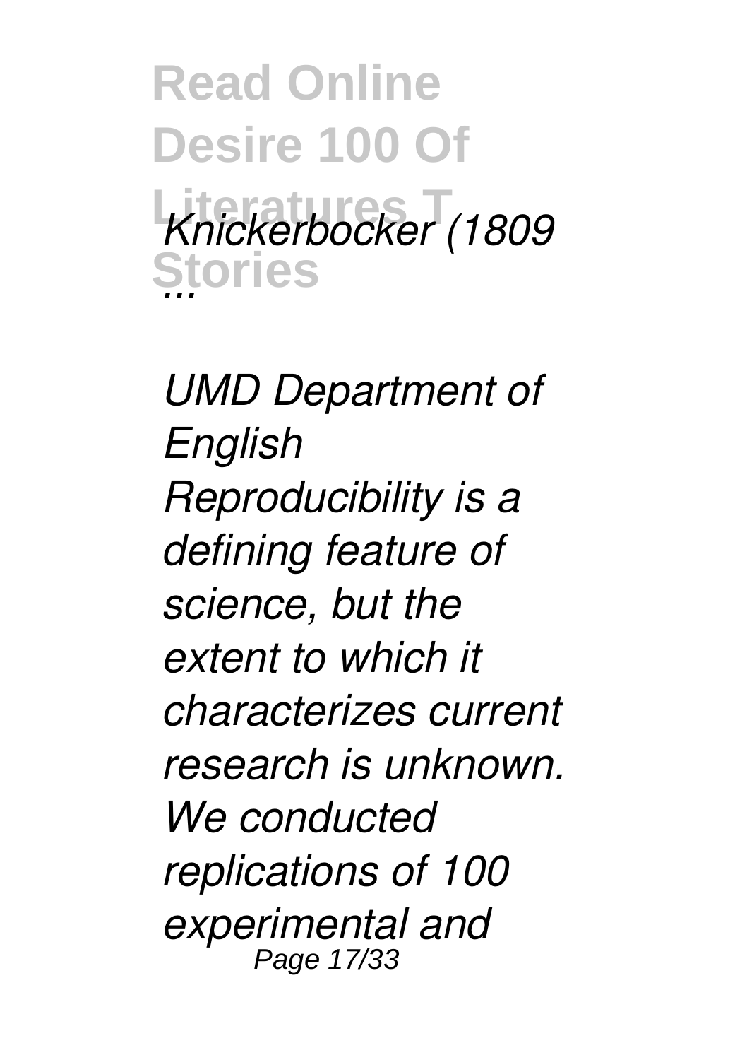*Knickerbocker (1809 ...*

*UMD Department of English*

*Reproducibility is a defining feature of science, but the extent to which it characterizes current research is unknown. We conducted replications of 100 experimental and*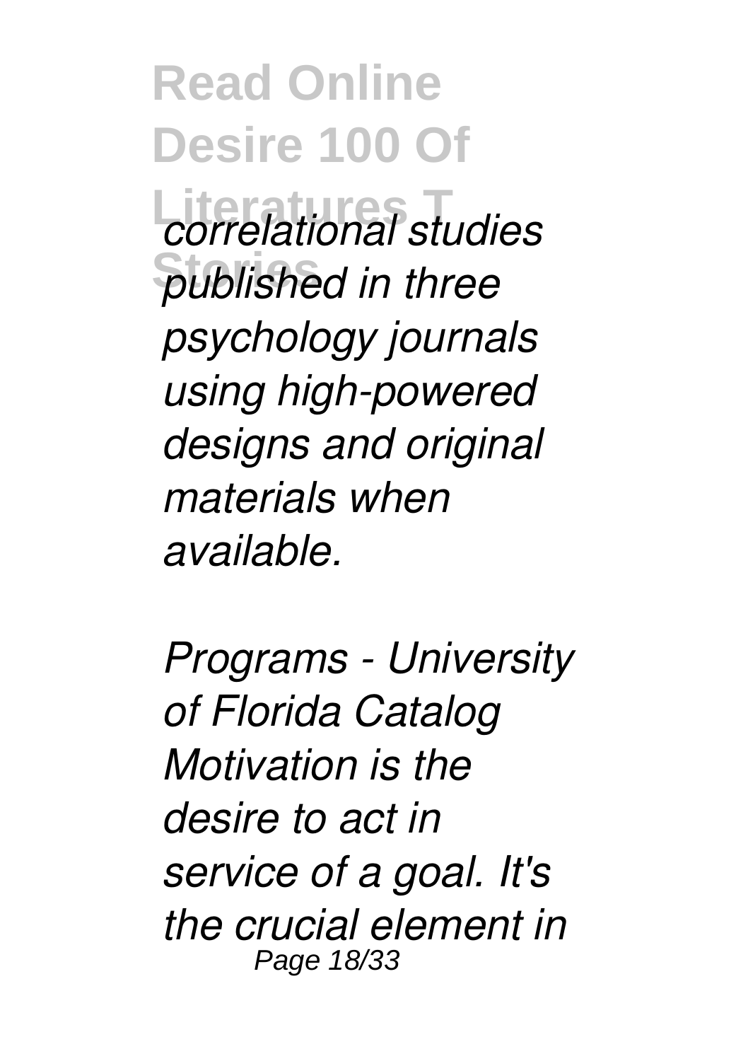*correlational studies published in three psychology journals using high-powered designs and original materials when available.*

*Programs - University of Florida Catalog Motivation is the desire to act in service of a goal. It's the crucial element in*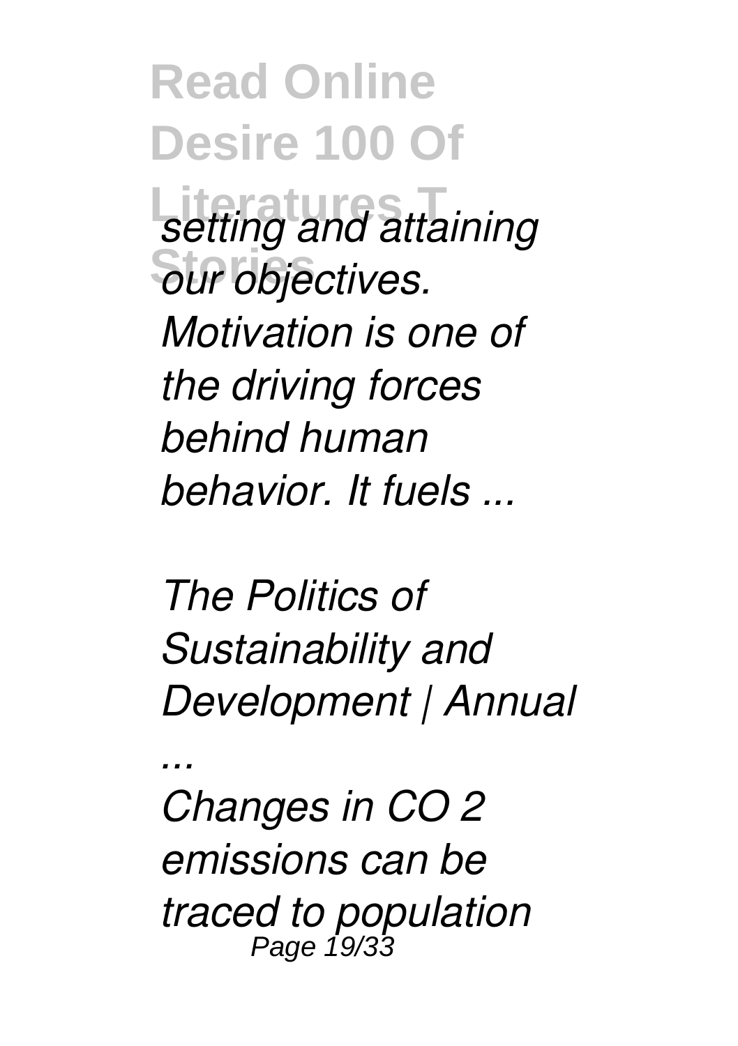*setting and attaining our objectives. Motivation is one of the driving forces behind human behavior. It fuels ...*

*The Politics of Sustainability and Development | Annual ...*

*Changes in $CO_2$ emissions can be traced to population*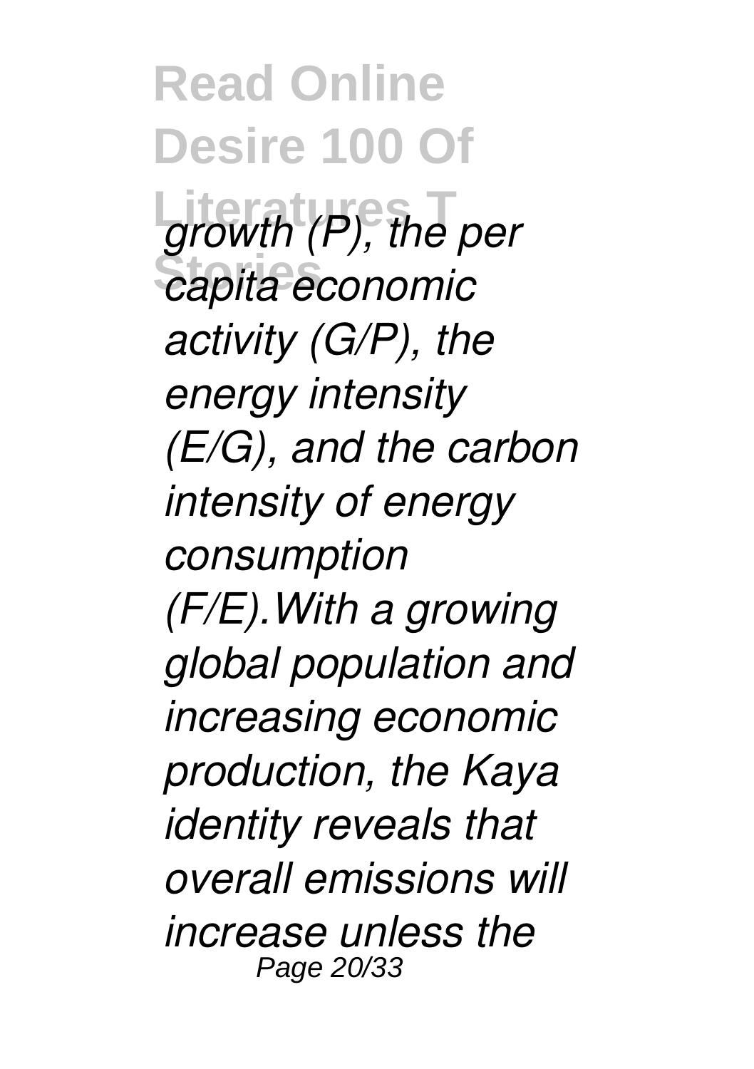*growth (P), the per capita economic activity (G/P), the energy intensity (E/G), and the carbon intensity of energy consumption (F/E).With a growing global population and increasing economic production, the Kaya identity reveals that overall emissions will increase unless the*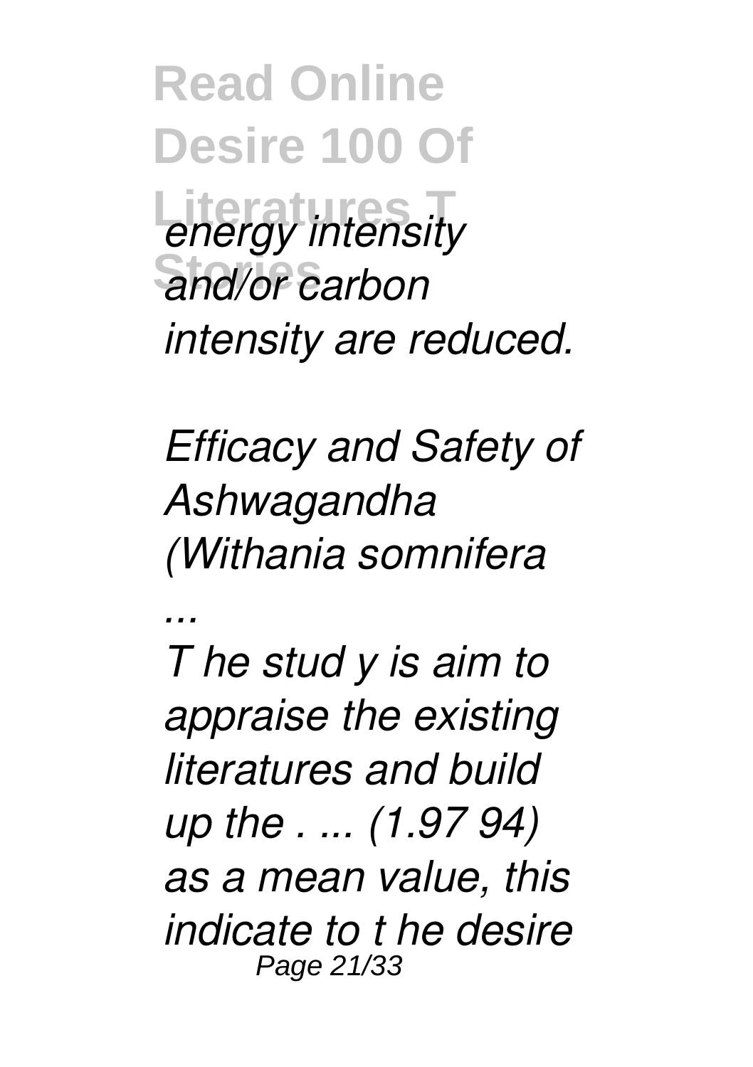*energy intensity and/or carbon intensity are reduced.*

*Efficacy and Safety of Ashwagandha (Withania somnifera ...*

*T he stud y is aim to appraise the existing literatures and build up the . ... (1.97 94) as a mean value, this indicate to t he desire*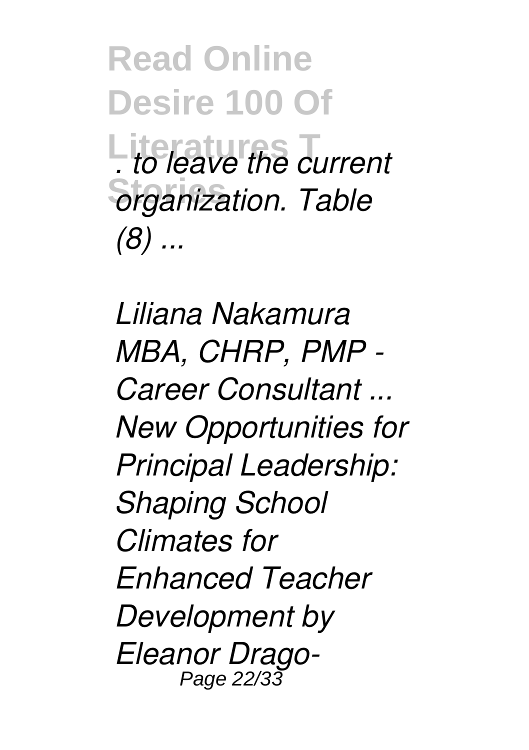*. to leave the current organization. Table (8) ...*

*Liliana Nakamura MBA, CHRP, PMP - Career Consultant ...*
*New Opportunities for Principal Leadership: Shaping School Climates for Enhanced Teacher Development by Eleanor Drago-*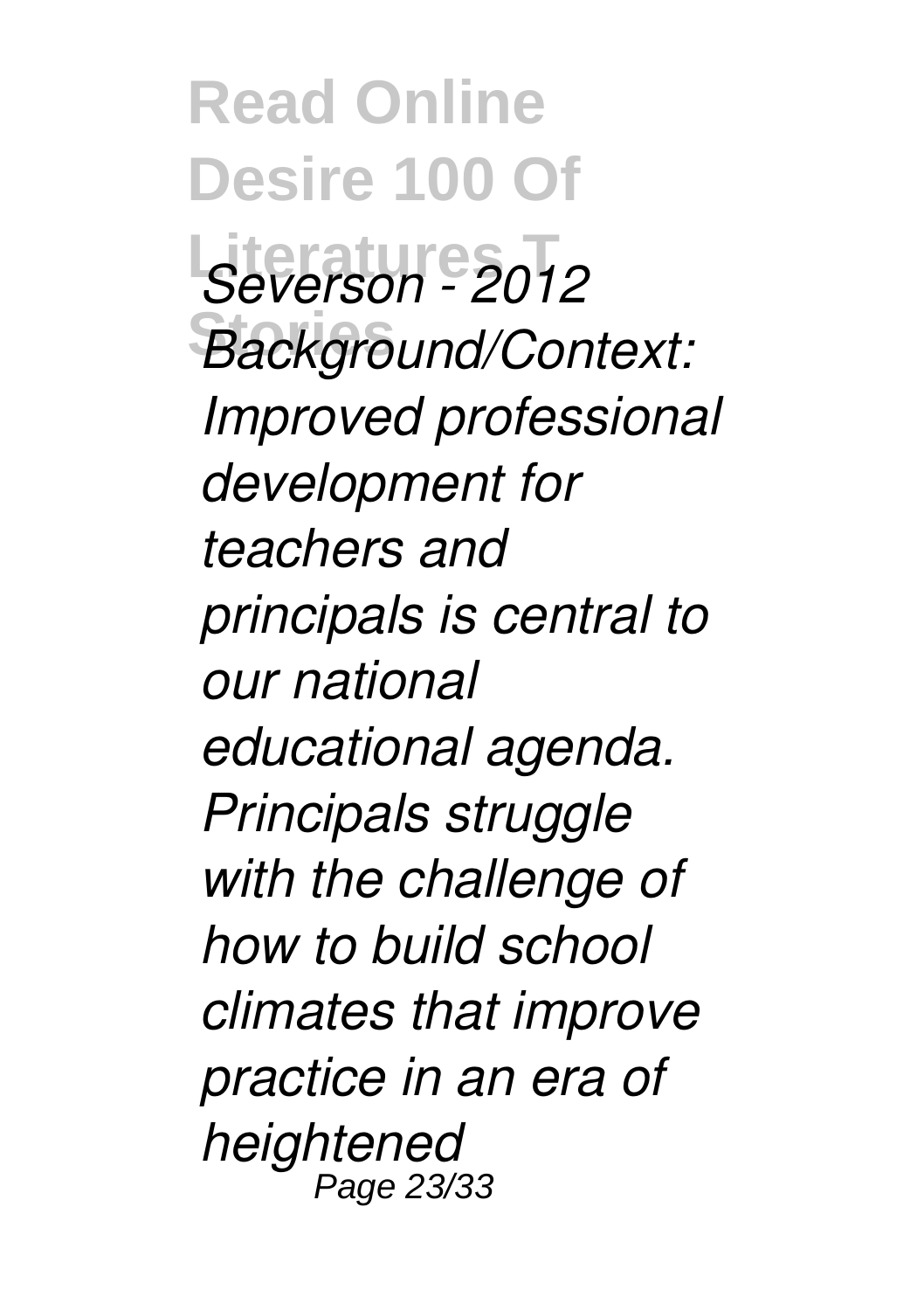*Severson - 2012 Background/Context: Improved professional development for teachers and principals is central to our national educational agenda. Principals struggle with the challenge of how to build school climates that improve practice in an era of heightened*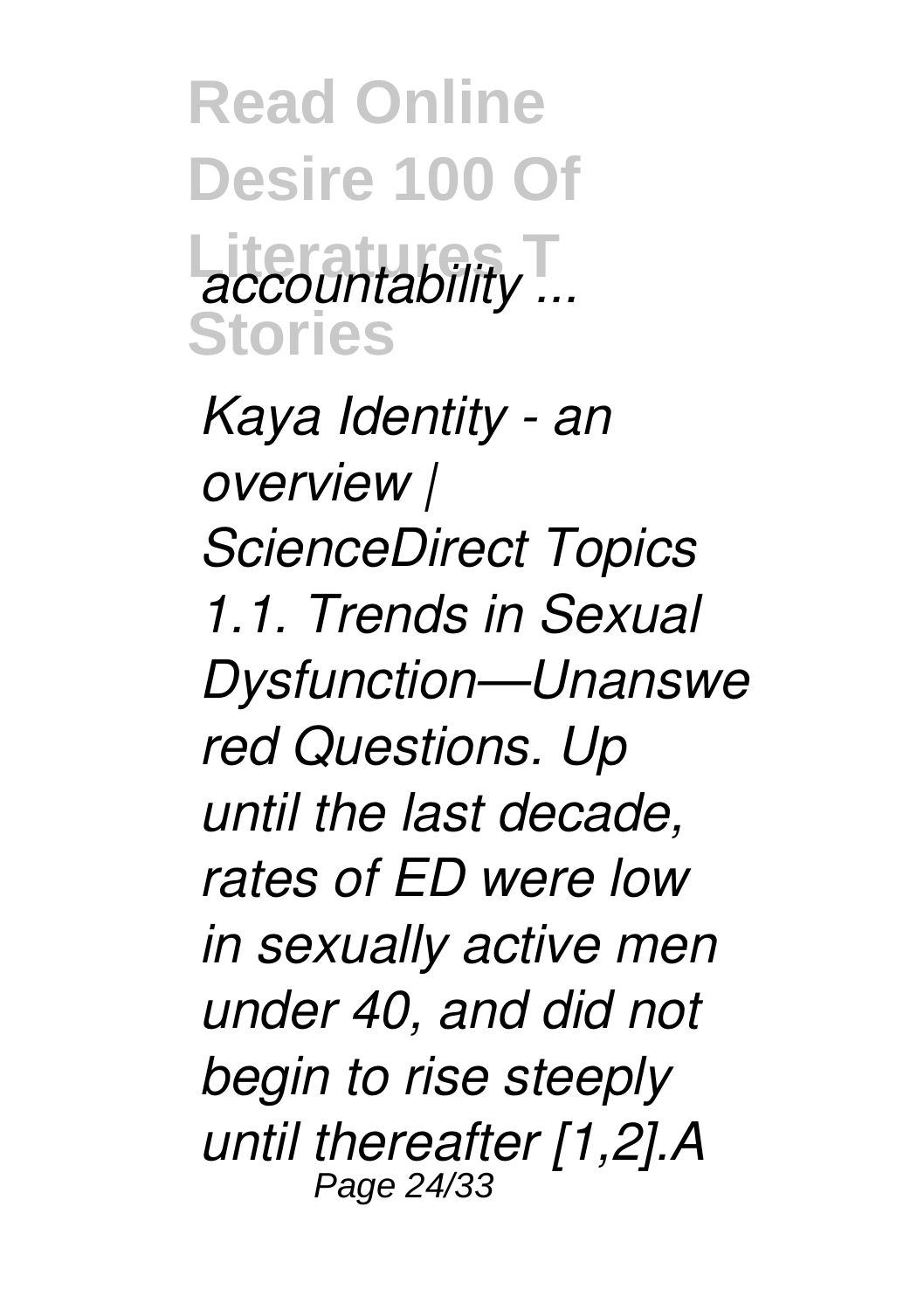*accountability ...*

*Kaya Identity - an overview | ScienceDirect Topics*
*1.1. Trends in Sexual Dysfunction—Unanswered Questions. Up until the last decade, rates of ED were low in sexually active men under 40, and did not begin to rise steeply until thereafter [1,2].A*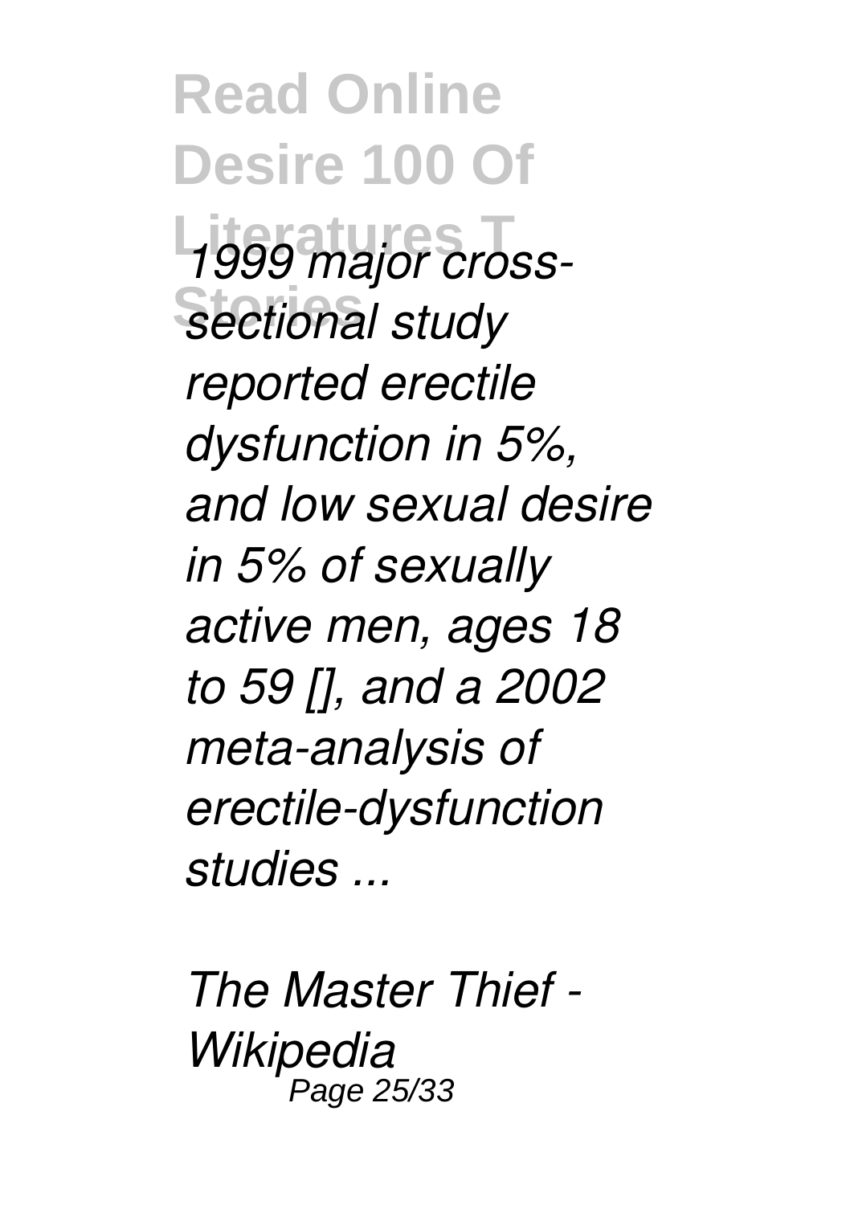*1999 major cross-sectional study reported erectile dysfunction in 5%, and low sexual desire in 5% of sexually active men, ages 18 to 59 [], and a 2002 meta-analysis of erectile-dysfunction studies ...*

*The Master Thief - Wikipedia*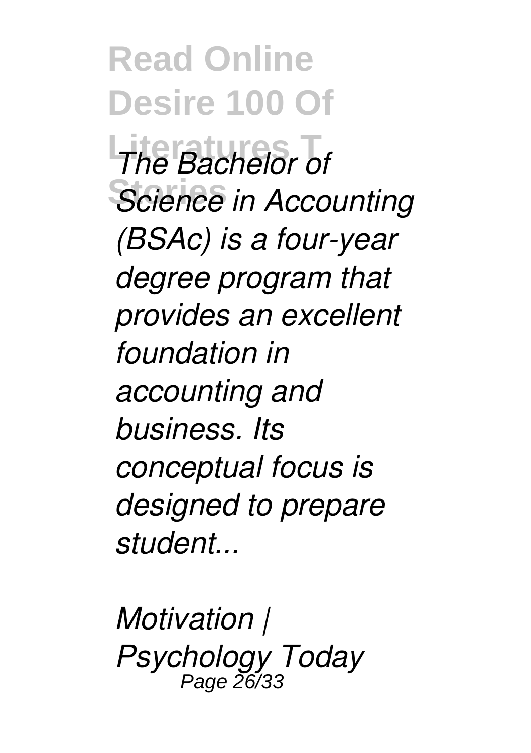*The Bachelor of Science in Accounting (BSAc) is a four-year degree program that provides an excellent foundation in accounting and business. Its conceptual focus is designed to prepare student...*

*Motivation | Psychology Today*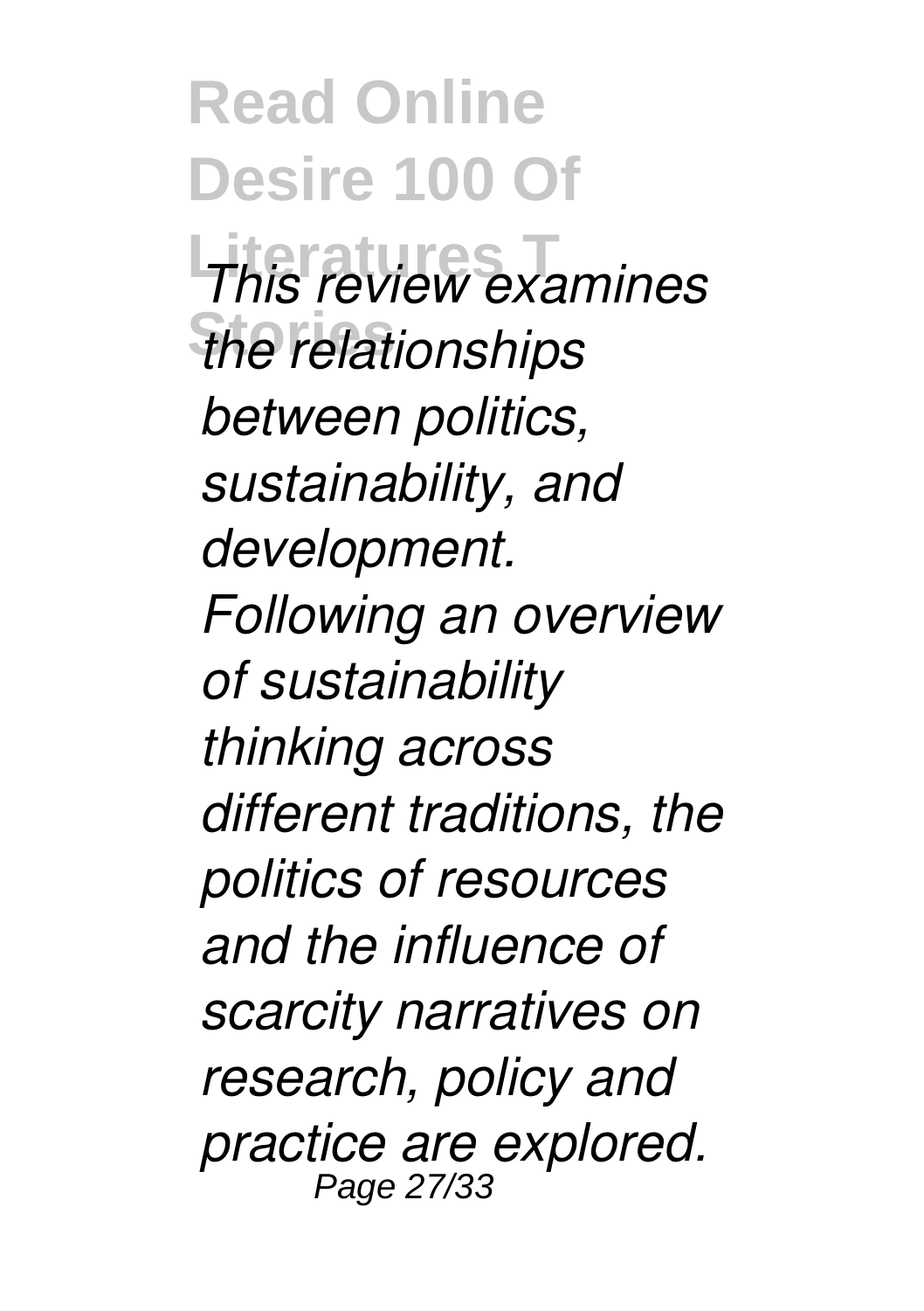*This review examines the relationships between politics, sustainability, and development. Following an overview of sustainability thinking across different traditions, the politics of resources and the influence of scarcity narratives on research, policy and practice are explored.*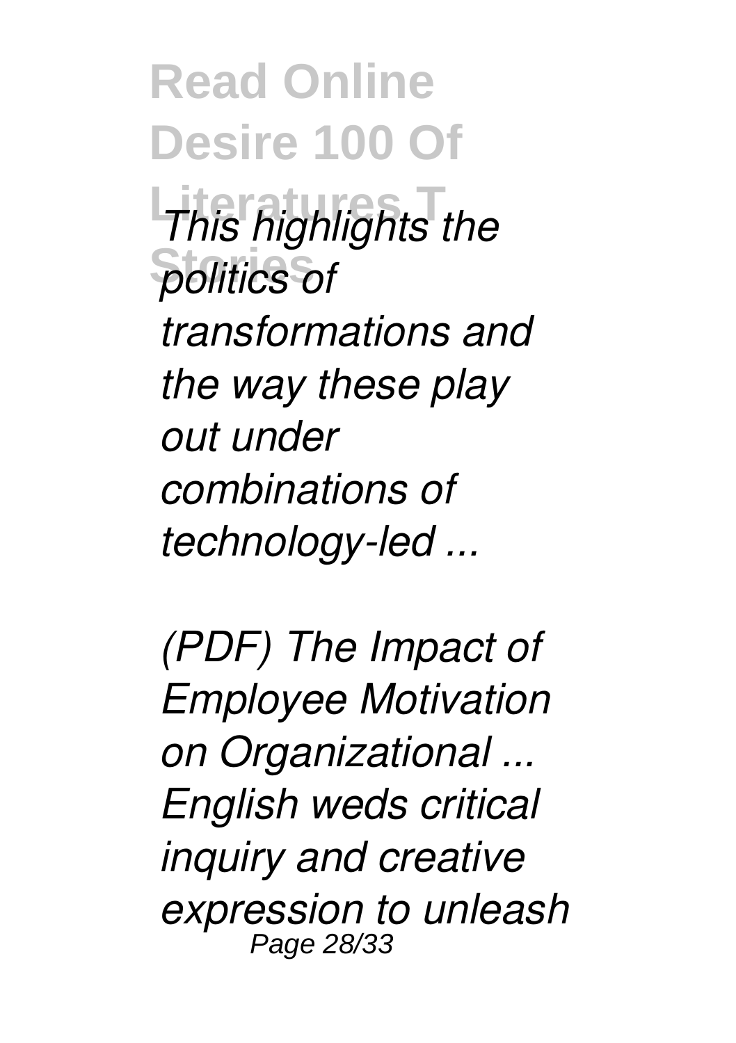*This highlights the politics of transformations and the way these play out under combinations of technology-led ...*

*(PDF) The Impact of Employee Motivation on Organizational ...*

*English weds critical inquiry and creative expression to unleash*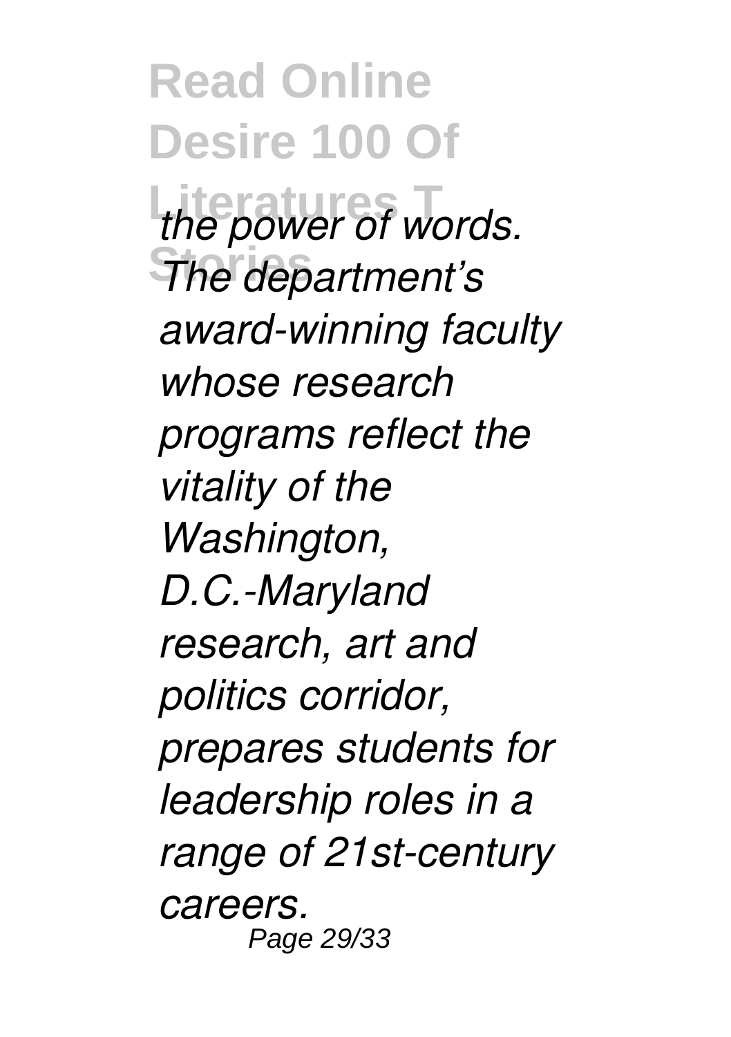*the power of words. The department's award-winning faculty whose research programs reflect the vitality of the Washington, D.C.-Maryland research, art and politics corridor, prepares students for leadership roles in a range of 21st-century careers.*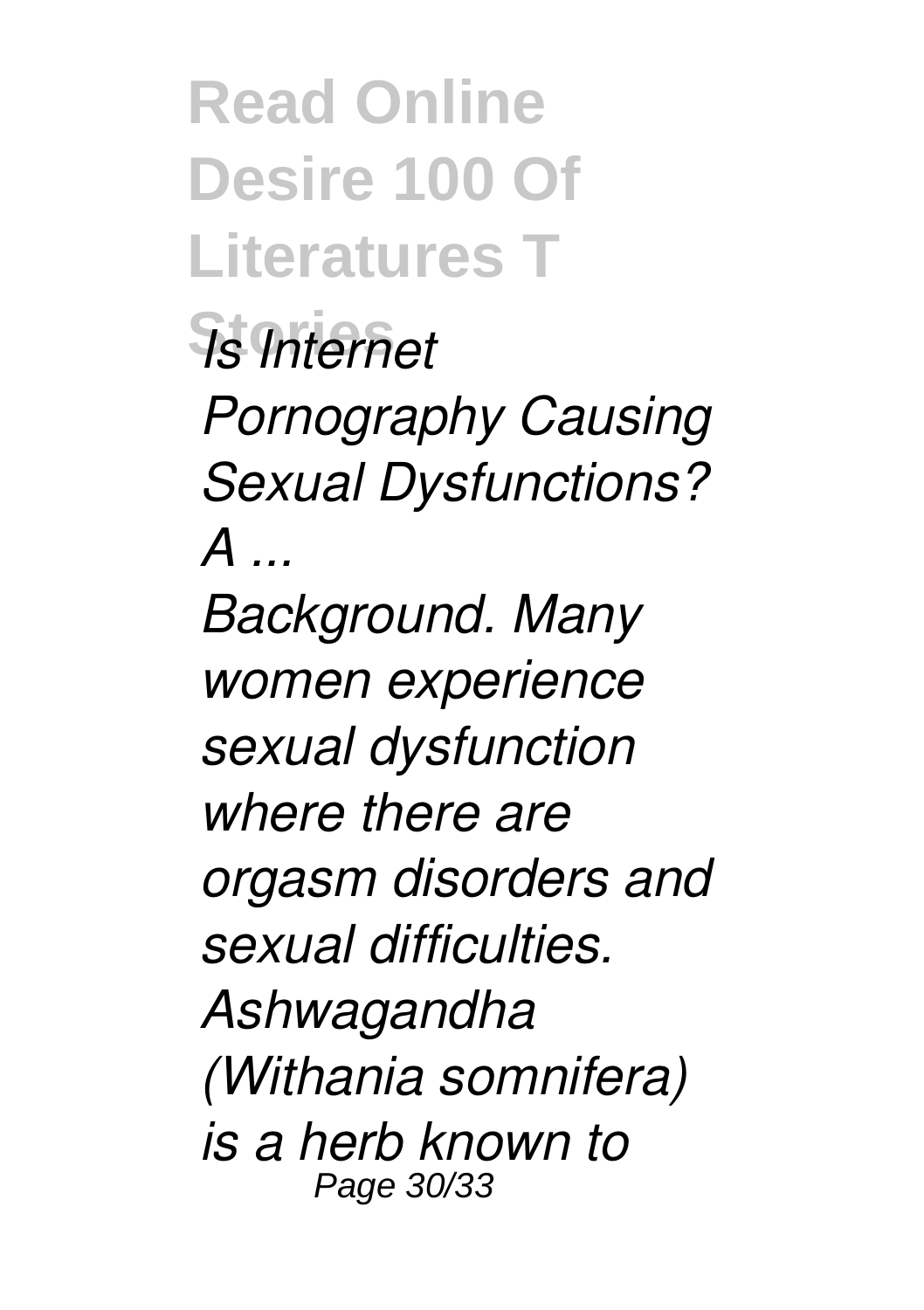*Is Internet Pornography Causing Sexual Dysfunctions? A ...*

*Background. Many women experience sexual dysfunction where there are orgasm disorders and sexual difficulties. Ashwagandha (Withania somnifera) is a herb known to*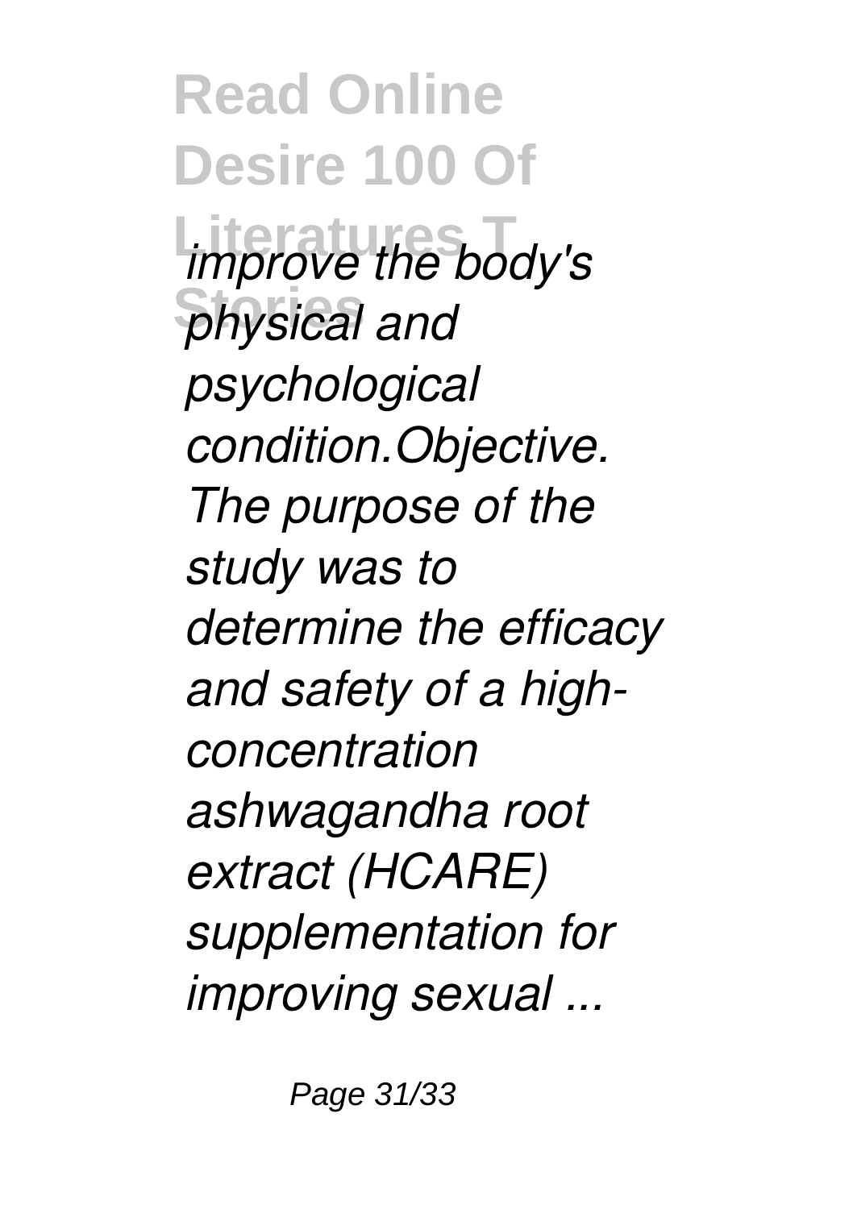*improve the body's physical and psychological condition.Objective. The purpose of the study was to determine the efficacy and safety of a high-concentration ashwagandha root extract (HCARE) supplementation for improving sexual ...*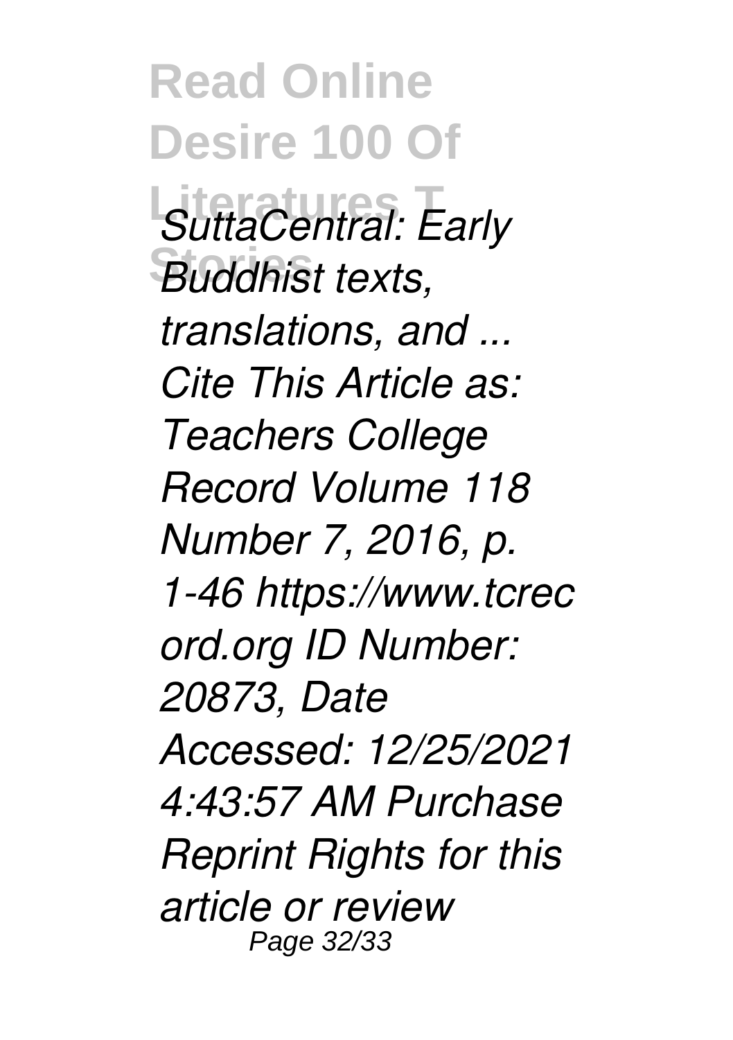*SuttaCentral: Early Buddhist texts, translations, and ...*
*Cite This Article as: Teachers College Record Volume 118 Number 7, 2016, p. 1-46 https://www.tcrecord.org ID Number: 20873, Date Accessed: 12/25/2021 4:43:57 AM Purchase Reprint Rights for this article or review*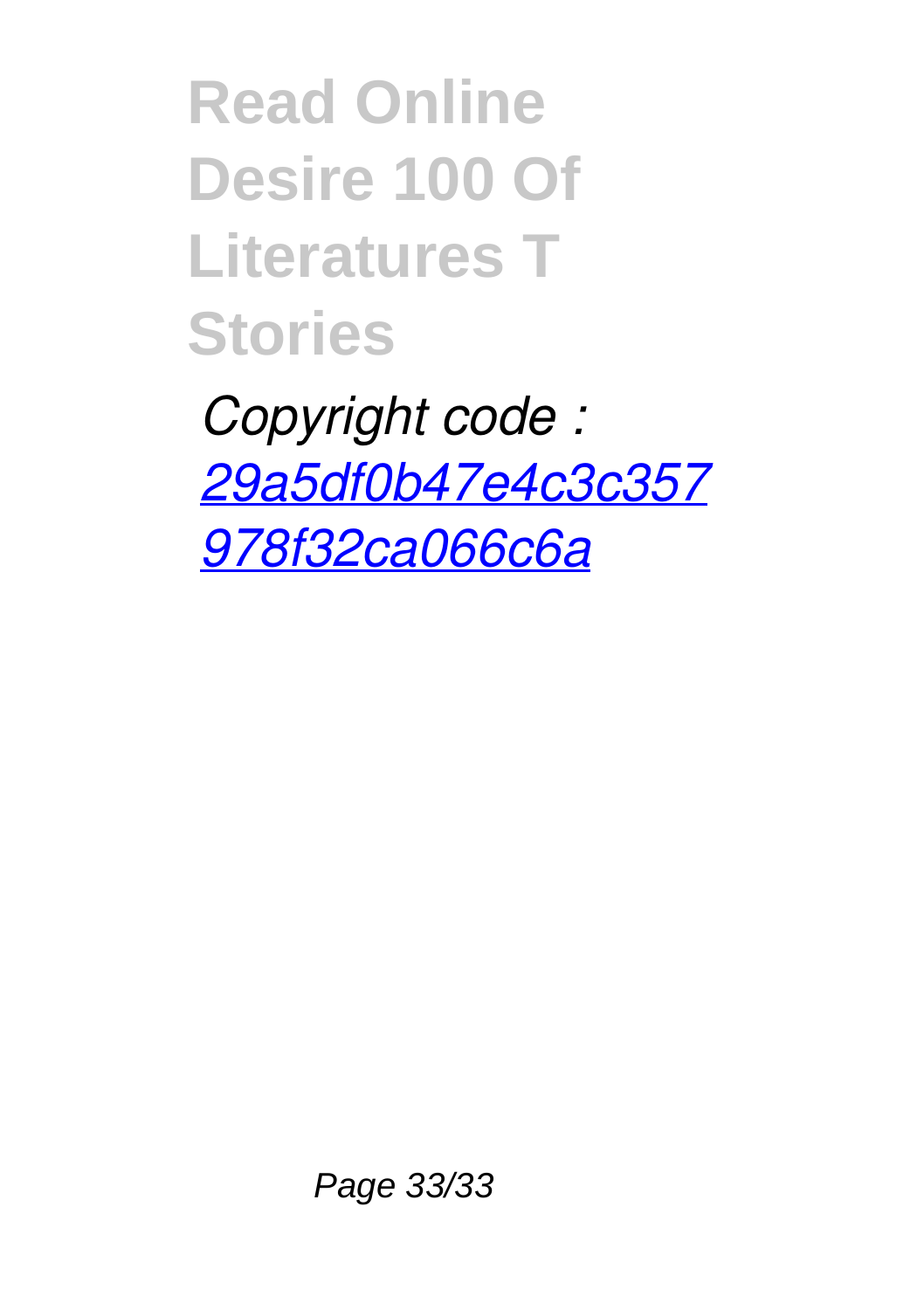*Copyright code : [29a5df0b47e4c3c357978f32ca066c6a](29a5df0b47e4c3c357978f32ca066c6a)*